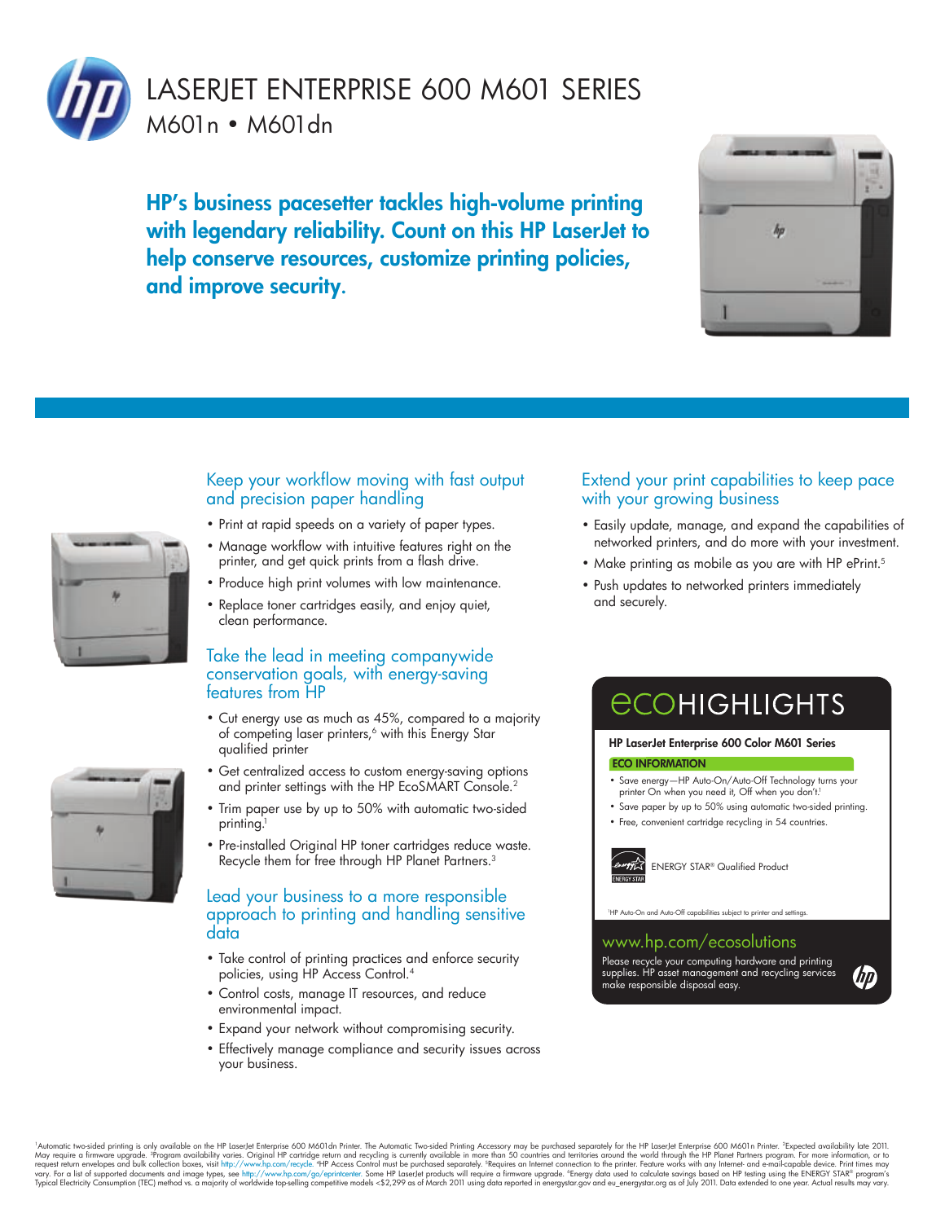# LASERJET ENTERPRISE 600 M601 SERIES

## M601n • M601dn

**HP's business pacesetter tackles high-volume printing with legendary reliability. Count on this HP LaserJet to help conserve resources, customize printing policies, and improve security.**

### Keep your workflow moving with fast output and precision paper handling

- Print at rapid speeds on a variety of paper types.
- Manage workflow with intuitive features right on the printer, and get quick prints from a flash drive.
- Produce high print volumes with low maintenance.
- Replace toner cartridges easily, and enjoy quiet, clean performance.

### Take the lead in meeting companywide conservation goals, with energy-saving features from HP

- Cut energy use as much as 45%, compared to a majority of competing laser printers,[6] with this Energy Star qualified printer
- Get centralized access to custom energy-saving options and printer settings with the HP EcoSMART Console.[2]
- Trim paper use by up to 50% with automatic two-sided printing.[1]
- Pre-installed Original HP toner cartridges reduce waste. Recycle them for free through HP Planet Partners.[3]

### Lead your business to a more responsible approach to printing and handling sensitive data

- Take control of printing practices and enforce security policies, using HP Access Control.[4]
- Control costs, manage IT resources, and reduce environmental impact.
- Expand your network without compromising security.
- Effectively manage compliance and security issues across your business.

### Extend your print capabilities to keep pace with your growing business

- Easily update, manage, and expand the capabilities of networked printers, and do more with your investment.
- Make printing as mobile as you are with HP ePrint.[5]
- Push updates to networked printers immediately and securely.

## ecoHIGHLIGHTS

**HP LaserJet Enterprise 600 Color M601 Series**

**ECO INFORMATION**

- Save energy—HP Auto-On/Auto-Off Technology turns your printer On when you need it, Off when you don't.[1]
- Save paper by up to 50% using automatic two-sided printing.
- Free, convenient cartridge recycling in 54 countries.

ENERGY STAR® Qualified Product

[1]HP Auto-On and Auto-Off capabilities subject to printer and settings.

www.hp.com/ecosolutions

Please recycle your computing hardware and printing supplies. HP asset management and recycling services make responsible disposal easy.

---

[1]Automatic two-sided printing is only available on the HP LaserJet Enterprise 600 M601dn Printer. The Automatic Two-sided Printing Accessory may be purchased separately for the HP LaserJet Enterprise 600 M601n Printer. [2]Expected availability late 2011. May require a firmware upgrade. [3]Program availability varies. Original HP cartridge return and recycling is currently available in more than 50 countries and territories around the world through the HP Planet Partners program. For more information, or to request return envelopes and bulk collection boxes, visit http://www.hp.com/recycle. [4]HP Access Control must be purchased separately. [5]Requires an Internet connection to the printer. Feature works with any Internet- and e-mail-capable device. Print times may vary. For a list of supported documents and image types, see http://www.hp.com/go/eprintcenter. Some HP LaserJet products will require a firmware upgrade. [6]Energy data used to calculate savings based on HP testing using the ENERGY STAR® program's Typical Electricity Consumption (TEC) method vs. a majority of worldwide top-selling competitive models <$2,299 as of March 2011 using data reported in energystar.gov and eu_energystar.org as of July 2011. Data extended to one year. Actual results may vary.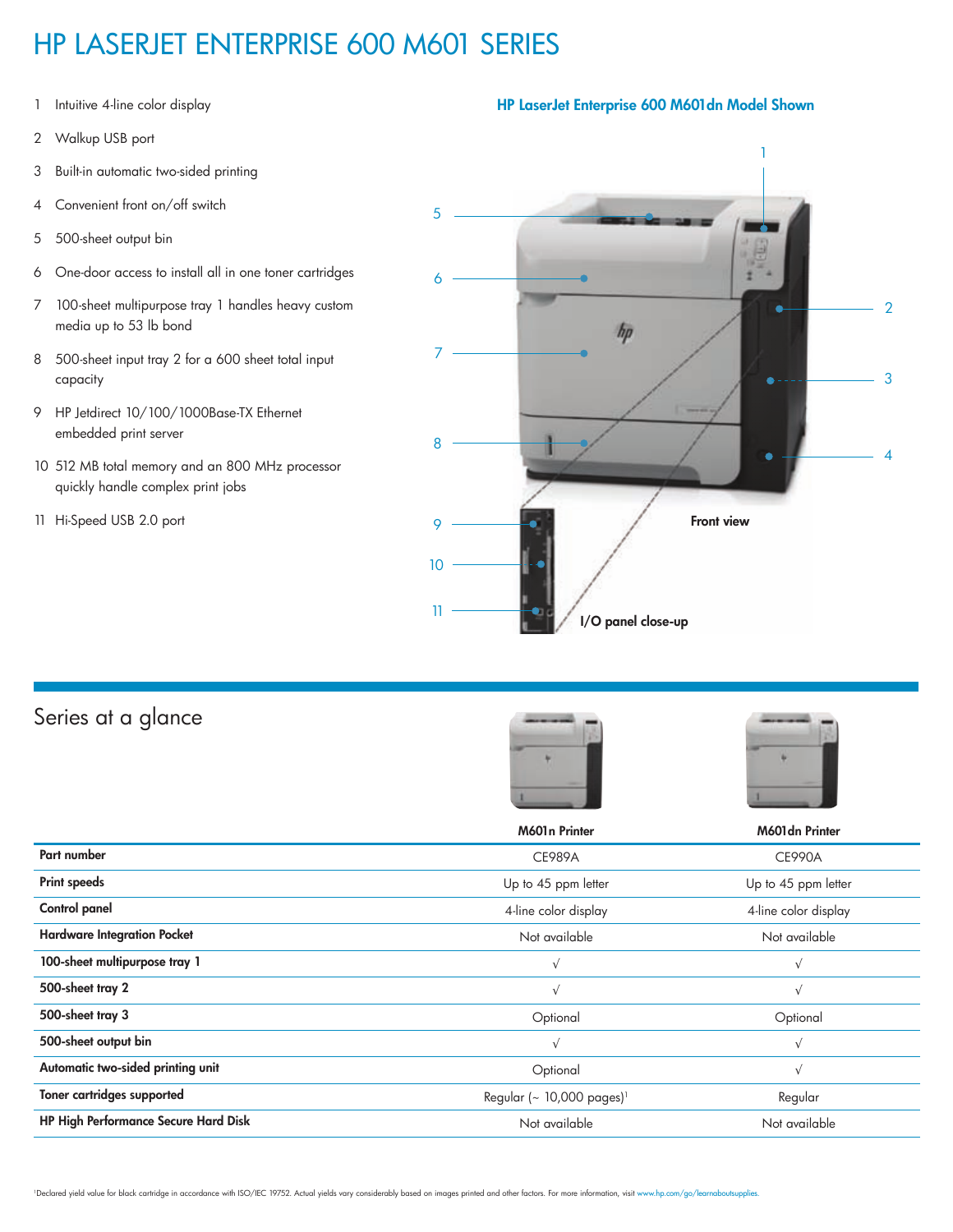# HP LASERJET ENTERPRISE 600 M601 SERIES

1. Intuitive 4-line color display
2. Walkup USB port
3. Built-in automatic two-sided printing
4. Convenient front on/off switch
5. 500-sheet output bin
6. One-door access to install all in one toner cartridges
7. 100-sheet multipurpose tray 1 handles heavy custom media up to 53 lb bond
8. 500-sheet input tray 2 for a 600 sheet total input capacity
9. HP Jetdirect 10/100/1000Base-TX Ethernet embedded print server
10. 512 MB total memory and an 800 MHz processor quickly handle complex print jobs
11. Hi-Speed USB 2.0 port

**HP LaserJet Enterprise 600 M601dn Model Shown**

**Front view**

**I/O panel close-up**

## Series at a glance

| | M601n Printer | M601dn Printer |
|---|---|---|
| **Part number** | CE989A | CE990A |
| **Print speeds** | Up to 45 ppm letter | Up to 45 ppm letter |
| **Control panel** | 4-line color display | 4-line color display |
| **Hardware Integration Pocket** | Not available | Not available |
| **100-sheet multipurpose tray 1** | √ | √ |
| **500-sheet tray 2** | √ | √ |
| **500-sheet tray 3** | Optional | Optional |
| **500-sheet output bin** | √ | √ |
| **Automatic two-sided printing unit** | Optional | √ |
| **Toner cartridges supported** | Regular (~ 10,000 pages)[1] | Regular |
| **HP High Performance Secure Hard Disk** | Not available | Not available |

[1]Declared yield value for black cartridge in accordance with ISO/IEC 19752. Actual yields vary considerably based on images printed and other factors. For more information, visit www.hp.com/go/learnaboutsupplies.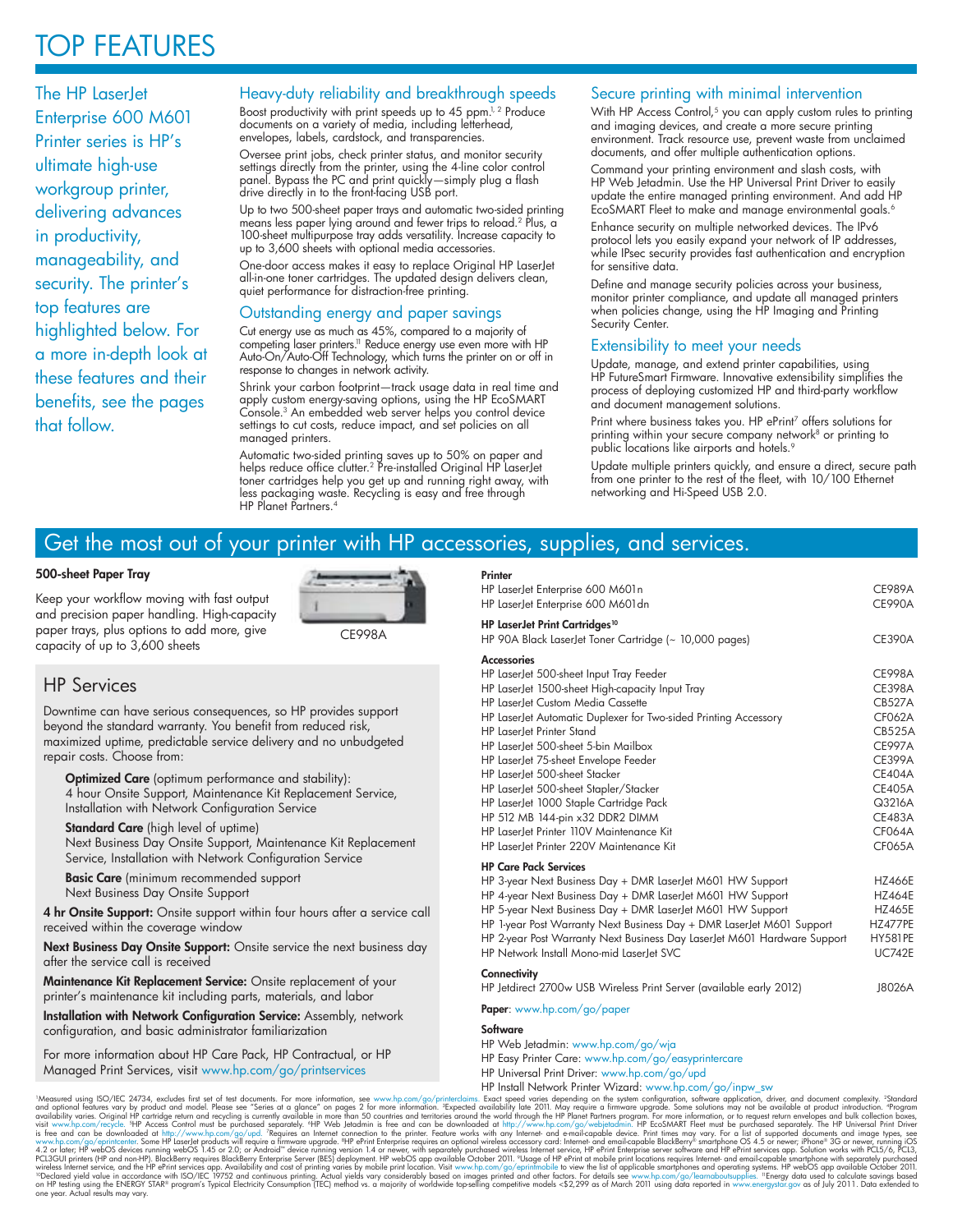# TOP FEATURES

The HP LaserJet Enterprise 600 M601 Printer series is HP's ultimate high-use workgroup printer, delivering advances in productivity, manageability, and security. The printer's top features are highlighted below. For a more in-depth look at these features and their benefits, see the pages that follow.

## Heavy-duty reliability and breakthrough speeds

Boost productivity with print speeds up to 45 ppm.[1, 2] Produce documents on a variety of media, including letterhead, envelopes, labels, cardstock, and transparencies.

Oversee print jobs, check printer status, and monitor security settings directly from the printer, using the 4-line color control panel. Bypass the PC and print quickly—simply plug a flash drive directly in to the front-facing USB port.

Up to two 500-sheet paper trays and automatic two-sided printing means less paper lying around and fewer trips to reload.[2] Plus, a 100-sheet multipurpose tray adds versatility. Increase capacity to up to 3,600 sheets with optional media accessories.

One-door access makes it easy to replace Original HP LaserJet all-in-one toner cartridges. The updated design delivers clean, quiet performance for distraction-free printing.

## Outstanding energy and paper savings

Cut energy use as much as 45%, compared to a majority of competing laser printers.[11] Reduce energy use even more with HP Auto-On/Auto-Off Technology, which turns the printer on or off in response to changes in network activity.

Shrink your carbon footprint—track usage data in real time and apply custom energy-saving options, using the HP EcoSMART Console.[3] An embedded web server helps you control device settings to cut costs, reduce impact, and set policies on all managed printers.

Automatic two-sided printing saves up to 50% on paper and helps reduce office clutter.[2] Pre-installed Original HP LaserJet toner cartridges help you get up and running right away, with less packaging waste. Recycling is easy and free through HP Planet Partners.[4]

## Secure printing with minimal intervention

With HP Access Control,[5] you can apply custom rules to printing and imaging devices, and create a more secure printing environment. Track resource use, prevent waste from unclaimed documents, and offer multiple authentication options.

Command your printing environment and slash costs, with HP Web Jetadmin. Use the HP Universal Print Driver to easily update the entire managed printing environment. And add HP EcoSMART Fleet to make and manage environmental goals.[6]

Enhance security on multiple networked devices. The IPv6 protocol lets you easily expand your network of IP addresses, while IPsec security provides fast authentication and encryption for sensitive data.

Define and manage security policies across your business, monitor printer compliance, and update all managed printers when policies change, using the HP Imaging and Printing Security Center.

## Extensibility to meet your needs

Update, manage, and extend printer capabilities, using HP FutureSmart Firmware. Innovative extensibility simplifies the process of deploying customized HP and third-party workflow and document management solutions.

Print where business takes you. HP ePrint[7] offers solutions for printing within your secure company network[8] or printing to public locations like airports and hotels.[9]

Update multiple printers quickly, and ensure a direct, secure path from one printer to the rest of the fleet, with 10/100 Ethernet networking and Hi-Speed USB 2.0.

# Get the most out of your printer with HP accessories, supplies, and services.

**500-sheet Paper Tray**

Keep your workflow moving with fast output and precision paper handling. High-capacity paper trays, plus options to add more, give capacity of up to 3,600 sheets

CE998A

## HP Services

Downtime can have serious consequences, so HP provides support beyond the standard warranty. You benefit from reduced risk, maximized uptime, predictable service delivery and no unbudgeted repair costs. Choose from:

**Optimized Care** (optimum performance and stability):
4 hour Onsite Support, Maintenance Kit Replacement Service, Installation with Network Configuration Service

**Standard Care** (high level of uptime)
Next Business Day Onsite Support, Maintenance Kit Replacement Service, Installation with Network Configuration Service

**Basic Care** (minimum recommended support
Next Business Day Onsite Support

**4 hr Onsite Support:** Onsite support within four hours after a service call received within the coverage window

**Next Business Day Onsite Support:** Onsite service the next business day after the service call is received

**Maintenance Kit Replacement Service:** Onsite replacement of your printer's maintenance kit including parts, materials, and labor

**Installation with Network Configuration Service:** Assembly, network configuration, and basic administrator familiarization

For more information about HP Care Pack, HP Contractual, or HP Managed Print Services, visit www.hp.com/go/printservices

| **Printer** | |
|---|---|
| HP LaserJet Enterprise 600 M601n | CE989A |
| HP LaserJet Enterprise 600 M601dn | CE990A |
| **HP LaserJet Print Cartridges[10]** | |
| HP 90A Black LaserJet Toner Cartridge (~ 10,000 pages) | CE390A |
| **Accessories** | |
| HP LaserJet 500-sheet Input Tray Feeder | CE998A |
| HP LaserJet 1500-sheet High-capacity Input Tray | CE398A |
| HP LaserJet Custom Media Cassette | CB527A |
| HP LaserJet Automatic Duplexer for Two-sided Printing Accessory | CF062A |
| HP LaserJet Printer Stand | CB525A |
| HP LaserJet 500-sheet 5-bin Mailbox | CE997A |
| HP LaserJet 75-sheet Envelope Feeder | CE399A |
| HP LaserJet 500-sheet Stacker | CE404A |
| HP LaserJet 500-sheet Stapler/Stacker | CE405A |
| HP LaserJet 1000 Staple Cartridge Pack | Q3216A |
| HP 512 MB 144-pin x32 DDR2 DIMM | CE483A |
| HP LaserJet Printer 110V Maintenance Kit | CF064A |
| HP LaserJet Printer 220V Maintenance Kit | CF065A |
| **HP Care Pack Services** | |
| HP 3-year Next Business Day + DMR LaserJet M601 HW Support | HZ466E |
| HP 4-year Next Business Day + DMR LaserJet M601 HW Support | HZ464E |
| HP 5-year Next Business Day + DMR LaserJet M601 HW Support | HZ465E |
| HP 1-year Post Warranty Next Business Day + DMR LaserJet M601 Support | HZ477PE |
| HP 2-year Post Warranty Next Business Day LaserJet M601 Hardware Support | HY581PE |
| HP Network Install Mono-mid LaserJet SVC | UC742E |
| **Connectivity** | |
| HP Jetdirect 2700w USB Wireless Print Server (available early 2012) | J8026A |

**Paper**: www.hp.com/go/paper

**Software**
HP Web Jetadmin: www.hp.com/go/wja
HP Easy Printer Care: www.hp.com/go/easyprintercare
HP Universal Print Driver: www.hp.com/go/upd
HP Install Network Printer Wizard: www.hp.com/go/inpw_sw

[1]Measured using ISO/IEC 24734, excludes first set of test documents. For more information, see www.hp.com/go/printerclaims. Exact speed varies depending on the system configuration, software application, driver, and document complexity. [2]Standard and optional features vary by product and model. Please see "Series at a glance" on pages 2 for more information. [3]Expected availability late 2011. May require a firmware upgrade. Some solutions may not be available at product introduction. [4]Program availability varies. Original HP cartridge return and recycling is currently available in more than 50 countries and territories around the world through the HP Planet Partners program. For more information, or to request return envelopes and bulk collection boxes, visit www.hp.com/recycle. [5]HP Access Control must be purchased separately. [6]HP Web Jetadmin is free and can be downloaded at http://www.hp.com/go/webjetadmin. HP EcoSMART Fleet must be purchased separately. The HP Universal Print Driver is free and can be downloaded at http://www.hp.com/go/upd. [7]Requires an Internet connection to the printer. Feature works with any Internet- and e-mail-capable device. Print times may vary. For a list of supported documents and image types, see www.hp.com/go/eprintcenter. Some HP LaserJet products will require a firmware upgrade. [8]HP ePrint Enterprise requires an optional wireless accessory card: Internet- and email-capable BlackBerry® smartphone OS 4.5 or newer; iPhone® 3G or newer, running iOS 4.2 or later; HP webOS devices running webOS 1.45 or 2.0; or Android™ device running version 1.4 or newer, with separately purchased wireless Internet service, HP ePrint Enterprise server software and HP ePrint services app. Solution works with PCL5/6, PCL3, PCL3GUI printers (HP and non-HP). BlackBerry requires BlackBerry Enterprise Server (BES) deployment. HP webOS app available October 2011. [9]Usage of HP ePrint at mobile print locations requires Internet- and email-capable smartphone with separately purchased wireless Internet service, and the HP ePrint services app. Availability and cost of printing varies by mobile print location. Visit www.hp.com/go/eprintmobile to view the list of applicable smartphones and operating systems. HP webOS app available October 2011. [10]Declared yield value in accordance with ISO/IEC 19752 and continuous printing. Actual yields vary considerably based on images printed and other factors. For details see www.hp.com/go/learnaboutsupplies. [11]Energy data used to calculate savings based on HP testing using the ENERGY STAR® program's Typical Electricity Consumption (TEC) method vs. a majority of worldwide top-selling competitive models <$2,299 as of March 2011 using data reported in www.energystar.gov as of July 2011. Data extended to one year. Actual results may vary.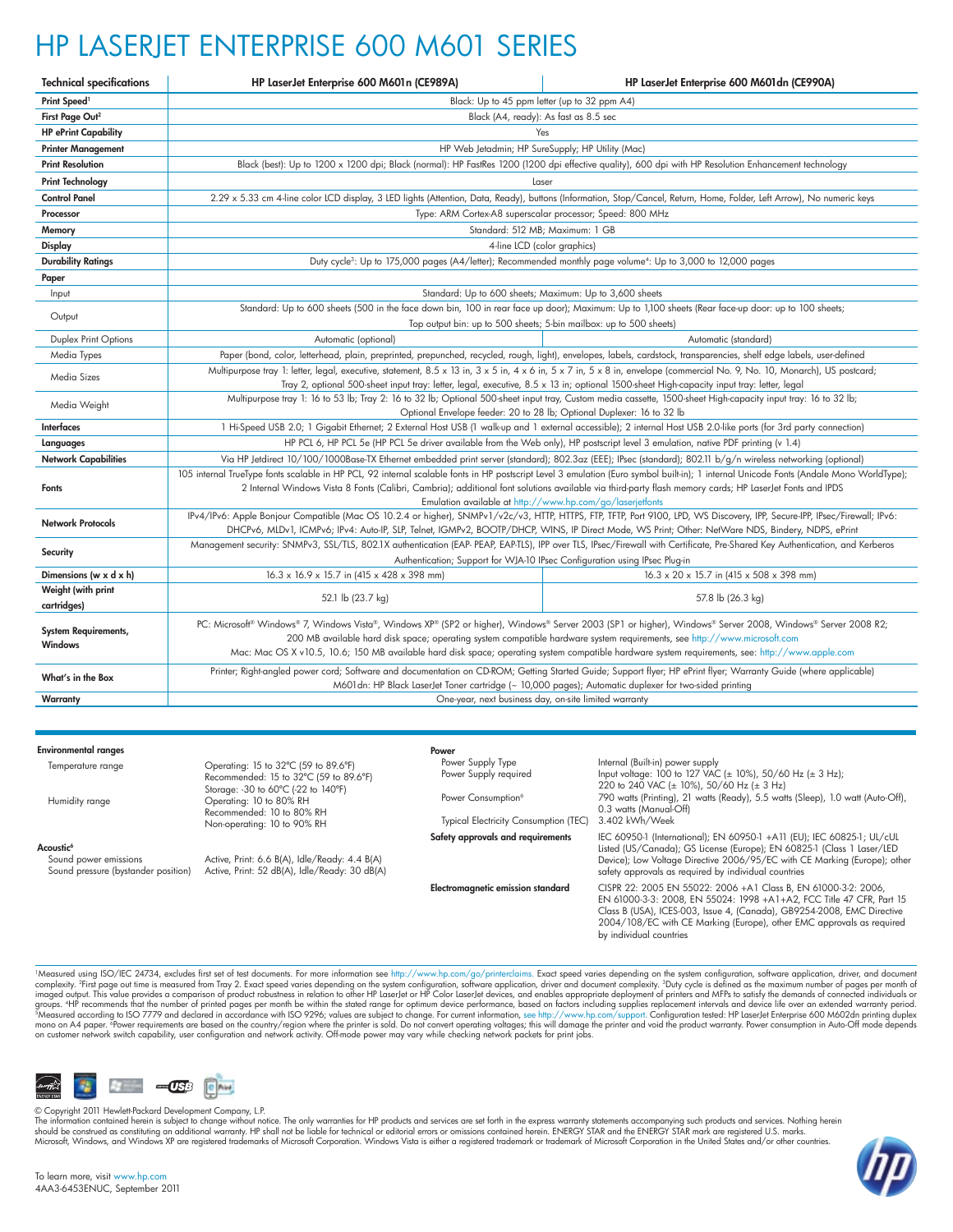# HP LASERJET ENTERPRISE 600 M601 SERIES

| Technical specifications | HP LaserJet Enterprise 600 M601n (CE989A) | HP LaserJet Enterprise 600 M601dn (CE990A) |
|---|---|---|
| **Print Speed**[1] | Black: Up to 45 ppm letter (up to 32 ppm A4) | |
| **First Page Out**[2] | Black (A4, ready): As fast as 8.5 sec | |
| **HP ePrint Capability** | Yes | |
| **Printer Management** | HP Web Jetadmin; HP SureSupply; HP Utility (Mac) | |
| **Print Resolution** | Black (best): Up to 1200 x 1200 dpi; Black (normal): HP FastRes 1200 (1200 dpi effective quality), 600 dpi with HP Resolution Enhancement technology | |
| **Print Technology** | Laser | |
| **Control Panel** | 2.29 x 5.33 cm 4-line color LCD display, 3 LED lights (Attention, Data, Ready), buttons (Information, Stop/Cancel, Return, Home, Folder, Left Arrow), No numeric keys | |
| **Processor** | Type: ARM Cortex-A8 superscalar processor; Speed: 800 MHz | |
| **Memory** | Standard: 512 MB; Maximum: 1 GB | |
| **Display** | 4-line LCD (color graphics) | |
| **Durability Ratings** | Duty cycle[3]: Up to 175,000 pages (A4/letter); Recommended monthly page volume[4]: Up to 3,000 to 12,000 pages | |
| **Paper** | | |
| Input | Standard: Up to 600 sheets; Maximum: Up to 3,600 sheets | |
| Output | Standard: Up to 600 sheets (500 in the face down bin, 100 in rear face up door); Maximum: Up to 1,100 sheets (Rear face-up door: up to 100 sheets; Top output bin: up to 500 sheets; 5-bin mailbox: up to 500 sheets) | |
| Duplex Print Options | Automatic (optional) | Automatic (standard) |
| Media Types | Paper (bond, color, letterhead, plain, preprinted, prepunched, recycled, rough, light), envelopes, labels, cardstock, transparencies, shelf edge labels, user-defined | |
| Media Sizes | Multipurpose tray 1: letter, legal, executive, statement, 8.5 x 13 in, 3 x 5 in, 4 x 6 in, 5 x 7 in, 5 x 8 in, envelope (commercial No. 9, No. 10, Monarch), US postcard; Tray 2, optional 500-sheet input tray: letter, legal, executive, 8.5 x 13 in; optional 1500-sheet High-capacity input tray: letter, legal | |
| Media Weight | Multipurpose tray 1: 16 to 53 lb; Tray 2: 16 to 32 lb; Optional 500-sheet input tray, Custom media cassette, 1500-sheet High-capacity input tray: 16 to 32 lb; Optional Envelope feeder: 20 to 28 lb; Optional Duplexer: 16 to 32 lb | |
| **Interfaces** | 1 Hi-Speed USB 2.0; 1 Gigabit Ethernet; 2 External Host USB (1 walk-up and 1 external accessible); 2 internal Host USB 2.0-like ports (for 3rd party connection) | |
| **Languages** | HP PCL 6, HP PCL 5e (HP PCL 5e driver available from the Web only), HP postscript level 3 emulation, native PDF printing (v 1.4) | |
| **Network Capabilities** | Via HP Jetdirect 10/100/1000Base-TX Ethernet embedded print server (standard); 802.3az (EEE); IPsec (standard); 802.11 b/g/n wireless networking (optional) | |
| **Fonts** | 105 internal TrueType fonts scalable in HP PCL, 92 internal scalable fonts in HP postscript Level 3 emulation (Euro symbol built-in); 1 internal Unicode Fonts (Andale Mono WorldType); 2 Internal Windows Vista 8 Fonts (Calibri, Cambria); additional font solutions available via third-party flash memory cards; HP LaserJet Fonts and IPDS Emulation available at http://www.hp.com/go/laserjetfonts | |
| **Network Protocols** | IPv4/IPv6: Apple Bonjour Compatible (Mac OS 10.2.4 or higher), SNMPv1/v2c/v3, HTTP, HTTPS, FTP, TFTP, Port 9100, LPD, WS Discovery, IPP, Secure-IPP, IPsec/Firewall; IPv6: DHCPv6, MLDv1, ICMPv6; IPv4: Auto-IP, SLP, Telnet, IGMPv2, BOOTP/DHCP, WINS, IP Direct Mode, WS Print; Other: NetWare NDS, Bindery, NDPS, ePrint | |
| **Security** | Management security: SNMPv3, SSL/TLS, 802.1X authentication (EAP- PEAP, EAP-TLS), IPP over TLS, IPsec/Firewall with Certificate, Pre-Shared Key Authentication, and Kerberos Authentication; Support for WJA-10 IPsec Configuration using IPsec Plug-in | |
| **Dimensions (w x d x h)** | 16.3 x 16.9 x 15.7 in (415 x 428 x 398 mm) | 16.3 x 20 x 15.7 in (415 x 508 x 398 mm) |
| **Weight (with print cartridges)** | 52.1 lb (23.7 kg) | 57.8 lb (26.3 kg) |
| **System Requirements, Windows** | PC: Microsoft® Windows® 7, Windows Vista®, Windows XP® (SP2 or higher), Windows® Server 2003 (SP1 or higher), Windows® Server 2008, Windows® Server 2008 R2; 200 MB available hard disk space; operating system compatible hardware system requirements, see http://www.microsoft.com Mac: Mac OS X v10.5, 10.6; 150 MB available hard disk space; operating system compatible hardware system requirements, see: http://www.apple.com | |
| **What's in the Box** | Printer; Right-angled power cord; Software and documentation on CD-ROM; Getting Started Guide; Support flyer; HP ePrint flyer; Warranty Guide (where applicable) M601dn: HP Black LaserJet Toner cartridge (~ 10,000 pages); Automatic duplexer for two-sided printing | |
| **Warranty** | One-year, next business day, on-site limited warranty | |

**Environmental ranges**

| | |
|---|---|
| Temperature range | Operating: 15 to 32°C (59 to 89.6°F) Recommended: 15 to 32°C (59 to 89.6°F) Storage: -30 to 60°C (-22 to 140°F) |
| Humidity range | Operating: 10 to 80% RH Recommended: 10 to 80% RH Non-operating: 10 to 90% RH |

**Acoustic**[6]

| | |
|---|---|
| Sound power emissions | Active, Print: 6.6 B(A), Idle/Ready: 4.4 B(A) |
| Sound pressure (bystander position) | Active, Print: 52 dB(A), Idle/Ready: 30 dB(A) |

**Power**

| | |
|---|---|
| Power Supply Type | Internal (Built-in) power supply |
| Power Supply required | Input voltage: 100 to 127 VAC (± 10%), 50/60 Hz (± 3 Hz); 220 to 240 VAC (± 10%), 50/60 Hz (± 3 Hz) |
| Power Consumption[6] | 790 watts (Printing), 21 watts (Ready), 5.5 watts (Sleep), 1.0 watt (Auto-Off), 0.3 watts (Manual-Off) |
| Typical Electricity Consumption (TEC) | 3.402 kWh/Week |
| **Safety approvals and requirements** | IEC 60950-1 (International); EN 60950-1 +A11 (EU); IEC 60825-1; UL/cUL Listed (US/Canada); GS License (Europe); EN 60825-1 (Class 1 Laser/LED Device); Low Voltage Directive 2006/95/EC with CE Marking (Europe); other safety approvals as required by individual countries |
| **Electromagnetic emission standard** | CISPR 22: 2005 EN 55022: 2006 +A1 Class B, EN 61000-3-2: 2006, EN 61000-3-3: 2008, EN 55024: 1998 +A1+A2, FCC Title 47 CFR, Part 15 Class B (USA), ICES-003, Issue 4, (Canada), GB9254-2008, EMC Directive 2004/108/EC with CE Marking (Europe), other EMC approvals as required by individual countries |

[1]Measured using ISO/IEC 24734, excludes first set of test documents. For more information see http://www.hp.com/go/printerclaims. Exact speed varies depending on the system configuration, software application, driver, and document complexity. [2]First page out time is measured from Tray 2. Exact speed varies depending on the system configuration, software application, driver and document complexity. [3]Duty cycle is defined as the maximum number of pages per month of imaged output. This value provides a comparison of product robustness in relation to other HP LaserJet or HP Color LaserJet devices, and enables appropriate deployment of printers and MFPs to satisfy the demands of connected individuals or groups. [4]HP recommends that the number of printed pages per month be within the stated range for optimum device performance, based on factors including supplies replacement intervals and device life over an extended warranty period. [5]Measured according to ISO 7779 and declared in accordance with ISO 9296; values are subject to change. For current information, see http://www.hp.com/support. Configuration tested: HP LaserJet Enterprise 600 M602dn printing duplex mono on A4 paper. [6]Power requirements are based on the country/region where the printer is sold. Do not convert operating voltages; this will damage the printer and void the product warranty. Power consumption in Auto-Off mode depends on customer network switch capability, user configuration and network activity. Off-mode power may vary while checking network packets for print jobs.

© Copyright 2011 Hewlett-Packard Development Company, L.P.
The information contained herein is subject to change without notice. The only warranties for HP products and services are set forth in the express warranty statements accompanying such products and services. Nothing herein should be construed as constituting an additional warranty. HP shall not be liable for technical or editorial errors or omissions contained herein. ENERGY STAR and the ENERGY STAR mark are registered U.S. marks.
Microsoft, Windows, and Windows XP are registered trademarks of Microsoft Corporation. Windows Vista is either a registered trademark or trademark of Microsoft Corporation in the United States and/or other countries.

To learn more, visit www.hp.com
4AA3-6453ENUC, September 2011